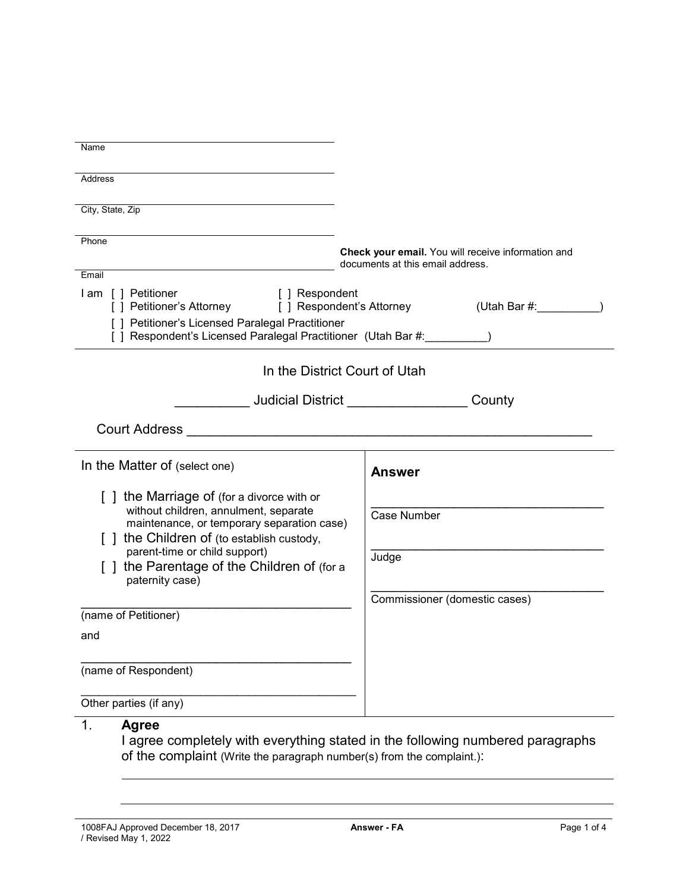Name

Address

City, State, Zip

Phone

Email

**Check your email.** You will receive information and documents at this email address.

I am [ ] Petitioner [ ] Respondent
[ ] Petitioner's Attorney [ ] Respondent's Attorney (Utah Bar #:__________)
[ ] Petitioner's Licensed Paralegal Practitioner
[ ] Respondent's Licensed Paralegal Practitioner (Utah Bar #:__________)

In the District Court of Utah

__________ Judicial District ________________ County

Court Address ______________________________________________________

In the Matter of (select one)

[ ] the Marriage of (for a divorce with or without children, annulment, separate maintenance, or temporary separation case)
[ ] the Children of (to establish custody, parent-time or child support)
[ ] the Parentage of the Children of (for a paternity case)

______________________________________
(name of Petitioner)

and

______________________________________
(name of Respondent)

______________________________________
Other parties (if any)

## Answer

___________________________________
Case Number

___________________________________
Judge

___________________________________
Commissioner (domestic cases)

1. **Agree**
I agree completely with everything stated in the following numbered paragraphs of the complaint (Write the paragraph number(s) from the complaint.):

_______________________________________________________________________

_______________________________________________________________________

1008FAJ Approved December 18, 2017 / Revised May 1, 2022 — Answer - FA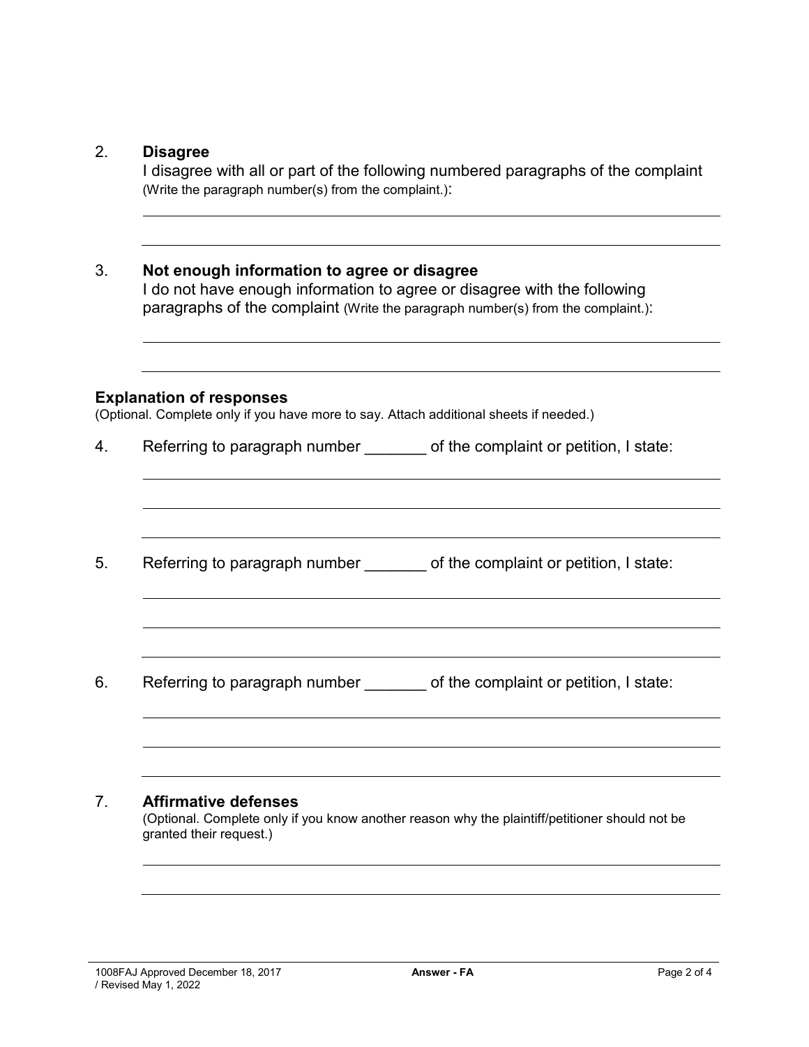2. **Disagree**

   I disagree with all or part of the following numbered paragraphs of the complaint (Write the paragraph number(s) from the complaint.):

   ______________________________________________________________

   ______________________________________________________________

3. **Not enough information to agree or disagree**

   I do not have enough information to agree or disagree with the following paragraphs of the complaint (Write the paragraph number(s) from the complaint.):

   ______________________________________________________________

   ______________________________________________________________

**Explanation of responses**

(Optional. Complete only if you have more to say. Attach additional sheets if needed.)

4. Referring to paragraph number _______ of the complaint or petition, I state:

   ______________________________________________________________

   ______________________________________________________________

   ______________________________________________________________

5. Referring to paragraph number _______ of the complaint or petition, I state:

   ______________________________________________________________

   ______________________________________________________________

   ______________________________________________________________

6. Referring to paragraph number _______ of the complaint or petition, I state:

   ______________________________________________________________

   ______________________________________________________________

   ______________________________________________________________

7. **Affirmative defenses**

   (Optional. Complete only if you know another reason why the plaintiff/petitioner should not be granted their request.)

   ______________________________________________________________

   ______________________________________________________________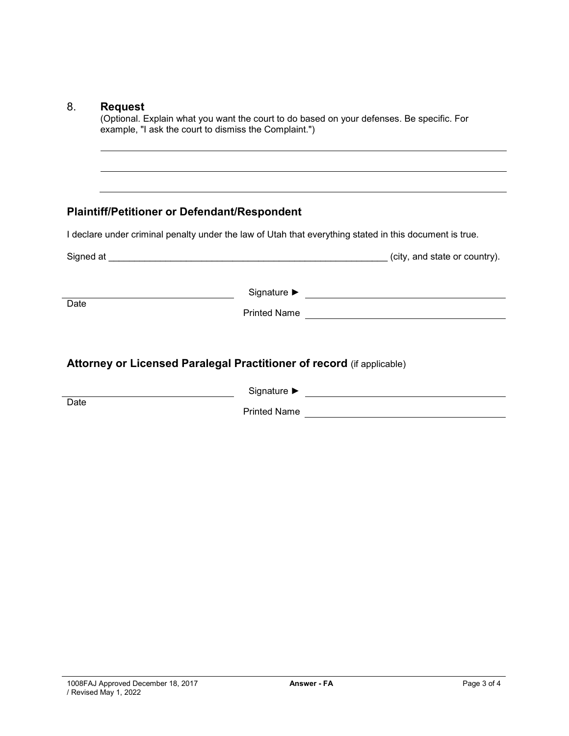8. **Request**

(Optional. Explain what you want the court to do based on your defenses. Be specific. For example, "I ask the court to dismiss the Complaint.")

\_\_\_\_\_\_\_\_\_\_\_\_\_\_\_\_\_\_\_\_\_\_\_\_\_\_\_\_\_\_\_\_\_\_\_\_\_\_\_\_\_\_\_\_\_\_\_\_\_\_\_\_\_\_\_\_

\_\_\_\_\_\_\_\_\_\_\_\_\_\_\_\_\_\_\_\_\_\_\_\_\_\_\_\_\_\_\_\_\_\_\_\_\_\_\_\_\_\_\_\_\_\_\_\_\_\_\_\_\_\_\_\_

\_\_\_\_\_\_\_\_\_\_\_\_\_\_\_\_\_\_\_\_\_\_\_\_\_\_\_\_\_\_\_\_\_\_\_\_\_\_\_\_\_\_\_\_\_\_\_\_\_\_\_\_\_\_\_\_

### Plaintiff/Petitioner or Defendant/Respondent

I declare under criminal penalty under the law of Utah that everything stated in this document is true.

Signed at \_\_\_\_\_\_\_\_\_\_\_\_\_\_\_\_\_\_\_\_\_\_\_\_\_\_\_\_\_\_\_\_\_\_\_\_\_\_\_\_\_\_\_\_\_\_\_\_\_\_\_\_\_\_\_\_ (city, and state or country).

\_\_\_\_\_\_\_\_\_\_\_\_\_\_\_\_\_\_\_\_\_\_\_\_\_\_\_\_\_\_ Signature ► \_\_\_\_\_\_\_\_\_\_\_\_\_\_\_\_\_\_\_\_\_\_\_\_\_\_\_\_\_\_\_\_\_\_\_\_

Date

Printed Name \_\_\_\_\_\_\_\_\_\_\_\_\_\_\_\_\_\_\_\_\_\_\_\_\_\_\_\_\_\_\_\_\_\_\_\_

### Attorney or Licensed Paralegal Practitioner of record (if applicable)

\_\_\_\_\_\_\_\_\_\_\_\_\_\_\_\_\_\_\_\_\_\_\_\_\_\_\_\_\_\_ Signature ► \_\_\_\_\_\_\_\_\_\_\_\_\_\_\_\_\_\_\_\_\_\_\_\_\_\_\_\_\_\_\_\_\_\_\_\_

Date

Printed Name \_\_\_\_\_\_\_\_\_\_\_\_\_\_\_\_\_\_\_\_\_\_\_\_\_\_\_\_\_\_\_\_\_\_\_\_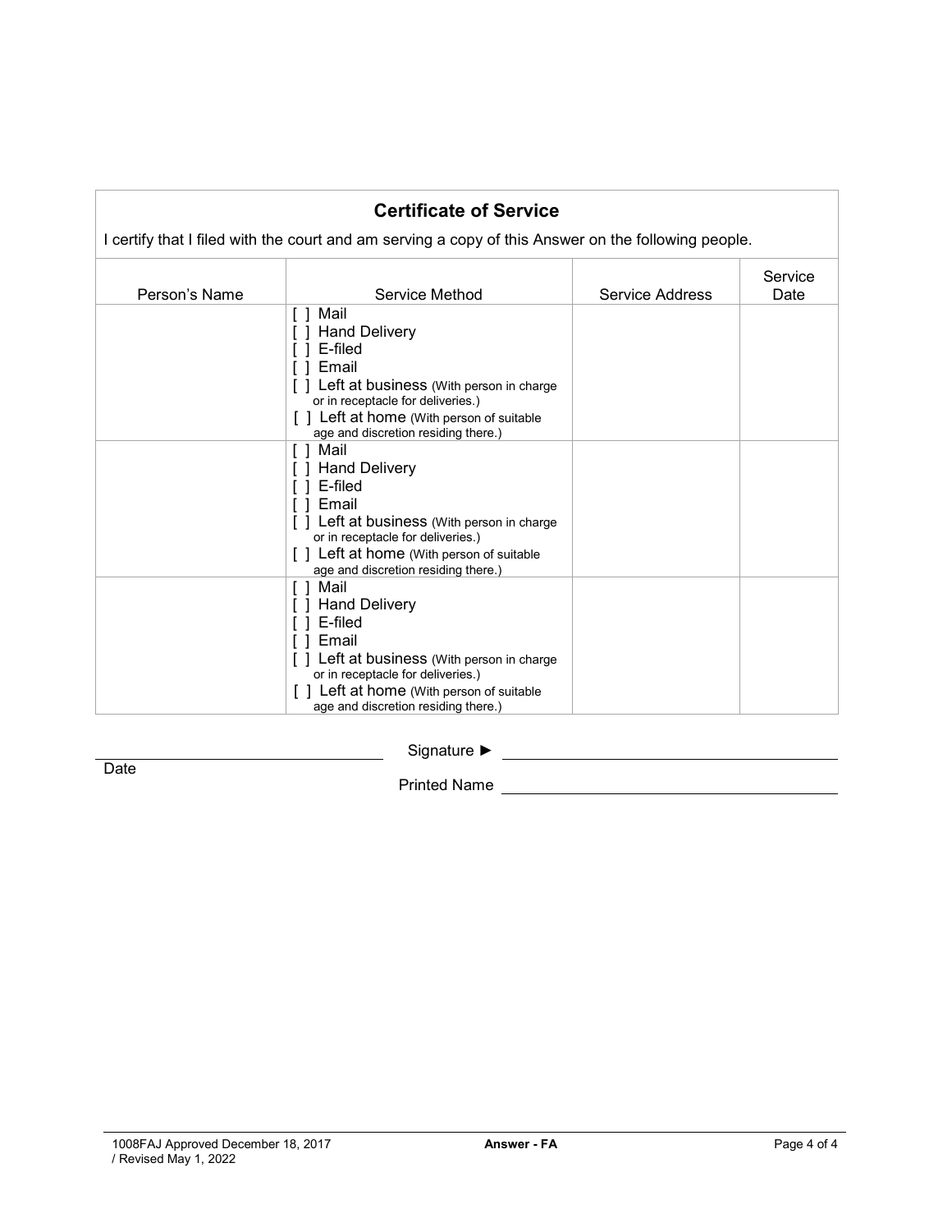## Certificate of Service

I certify that I filed with the court and am serving a copy of this Answer on the following people.

| Person's Name | Service Method | Service Address | Service Date |
|---|---|---|---|
| | [ ] Mail<br>[ ] Hand Delivery<br>[ ] E-filed<br>[ ] Email<br>[ ] Left at business (With person in charge or in receptacle for deliveries.)<br>[ ] Left at home (With person of suitable age and discretion residing there.) | | |
| | [ ] Mail<br>[ ] Hand Delivery<br>[ ] E-filed<br>[ ] Email<br>[ ] Left at business (With person in charge or in receptacle for deliveries.)<br>[ ] Left at home (With person of suitable age and discretion residing there.) | | |
| | [ ] Mail<br>[ ] Hand Delivery<br>[ ] E-filed<br>[ ] Email<br>[ ] Left at business (With person in charge or in receptacle for deliveries.)<br>[ ] Left at home (With person of suitable age and discretion residing there.) | | |

_______________________
Date

Signature ► _______________________

Printed Name _______________________

1008FAJ Approved December 18, 2017 / Revised May 1, 2022 — Answer - FA